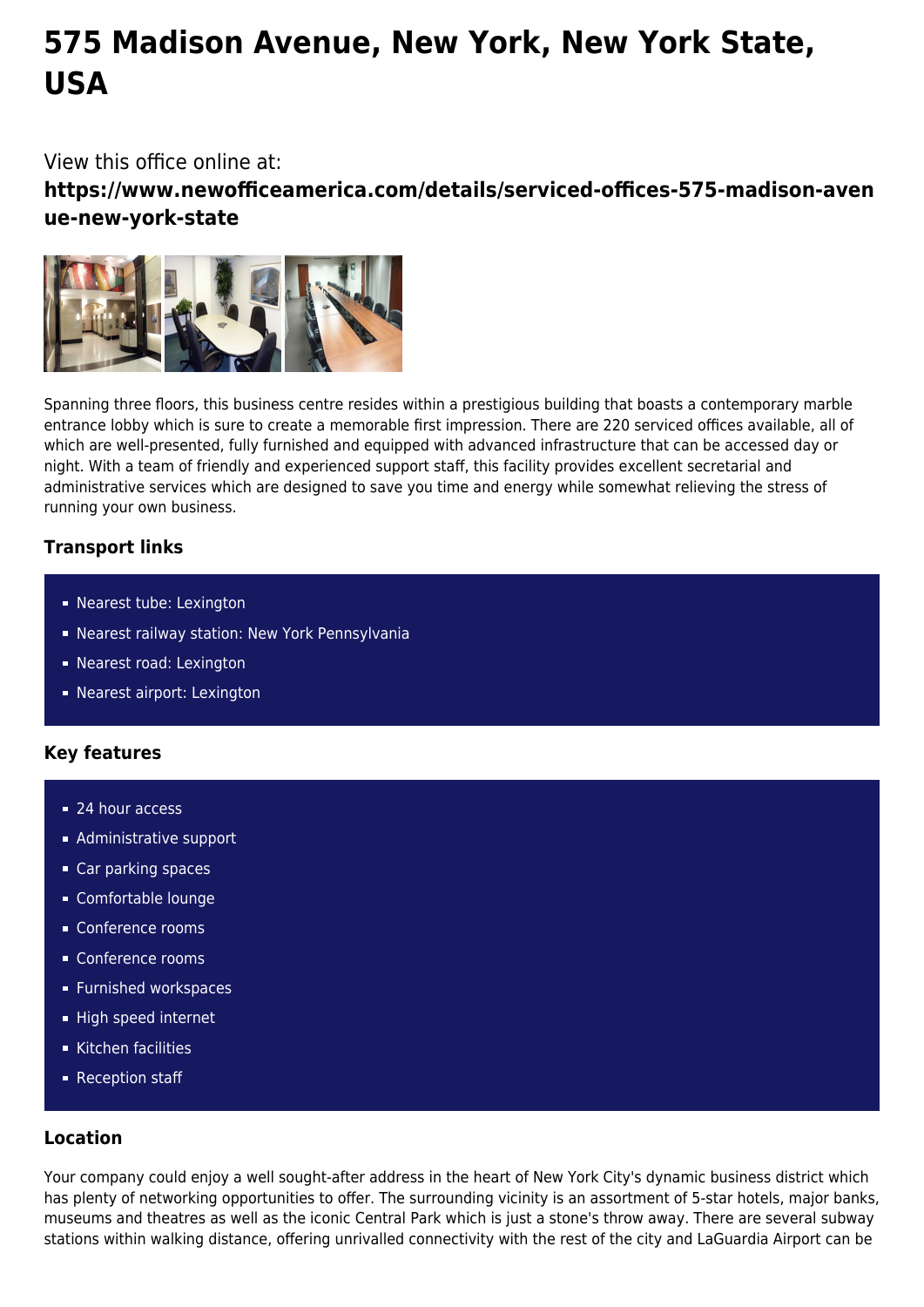# 575 Madison Avenue, New York, New York State, USA

View this office online at:

**https://www.newofficeamerica.com/details/serviced-offices-575-madison-avenue-new-york-state**

Spanning three floors, this business centre resides within a prestigious building that boasts a contemporary marble entrance lobby which is sure to create a memorable first impression. There are 220 serviced offices available, all of which are well-presented, fully furnished and equipped with advanced infrastructure that can be accessed day or night. With a team of friendly and experienced support staff, this facility provides excellent secretarial and administrative services which are designed to save you time and energy while somewhat relieving the stress of running your own business.

### Transport links

- Nearest tube: Lexington
- Nearest railway station: New York Pennsylvania
- Nearest road: Lexington
- Nearest airport: Lexington

### Key features

- 24 hour access
- Administrative support
- Car parking spaces
- Comfortable lounge
- Conference rooms
- Conference rooms
- Furnished workspaces
- High speed internet
- Kitchen facilities
- Reception staff

### Location

Your company could enjoy a well sought-after address in the heart of New York City's dynamic business district which has plenty of networking opportunities to offer. The surrounding vicinity is an assortment of 5-star hotels, major banks, museums and theatres as well as the iconic Central Park which is just a stone's throw away. There are several subway stations within walking distance, offering unrivalled connectivity with the rest of the city and LaGuardia Airport can be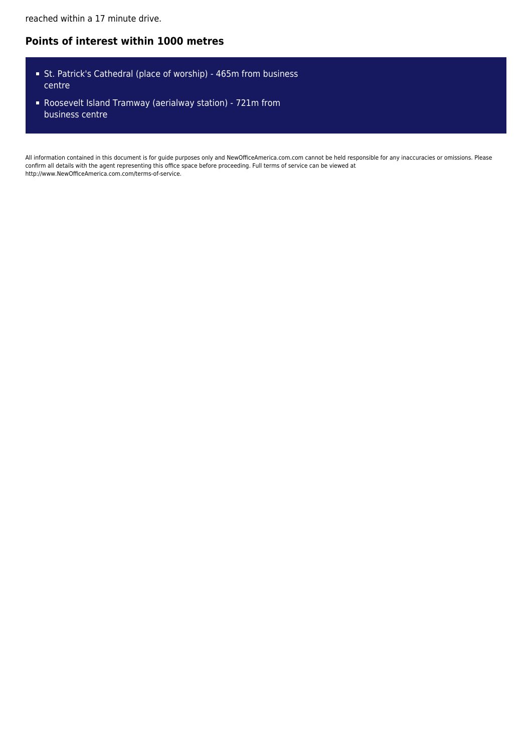reached within a 17 minute drive.

## Points of interest within 1000 metres

- St. Patrick's Cathedral (place of worship) - 465m from business centre
- Roosevelt Island Tramway (aerialway station) - 721m from business centre

All information contained in this document is for guide purposes only and NewOfficeAmerica.com.com cannot be held responsible for any inaccuracies or omissions. Please confirm all details with the agent representing this office space before proceeding. Full terms of service can be viewed at http://www.NewOfficeAmerica.com.com/terms-of-service.